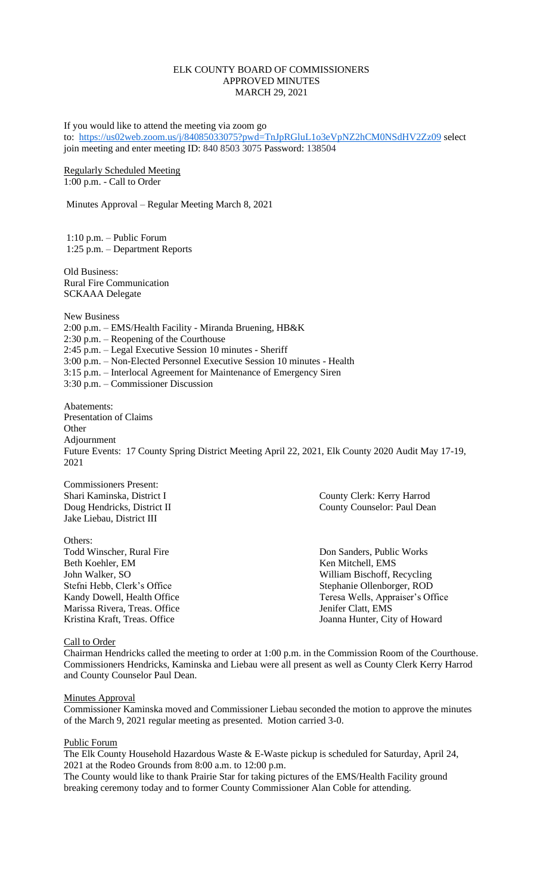# ELK COUNTY BOARD OF COMMISSIONERS
## APPROVED MINUTES
## MARCH 29, 2021

If you would like to attend the meeting via zoom go to: https://us02web.zoom.us/j/84085033075?pwd=TnJpRGluL1o3eVpNZ2hCM0NSdHV2Zz09 select join meeting and enter meeting ID: 840 8503 3075 Password: 138504

Regularly Scheduled Meeting
1:00 p.m. - Call to Order

Minutes Approval – Regular Meeting March 8, 2021

1:10 p.m. – Public Forum
1:25 p.m. – Department Reports

Old Business:
Rural Fire Communication
SCKAAA Delegate

New Business
2:00 p.m. – EMS/Health Facility - Miranda Bruening, HB&K
2:30 p.m. – Reopening of the Courthouse
2:45 p.m. – Legal Executive Session 10 minutes - Sheriff
3:00 p.m. – Non-Elected Personnel Executive Session 10 minutes - Health
3:15 p.m. – Interlocal Agreement for Maintenance of Emergency Siren
3:30 p.m. – Commissioner Discussion

Abatements:
Presentation of Claims
Other
Adjournment
Future Events: 17 County Spring District Meeting April 22, 2021, Elk County 2020 Audit May 17-19, 2021

Commissioners Present:
Shari Kaminska, District I
Doug Hendricks, District II
Jake Liebau, District III

County Clerk: Kerry Harrod
County Counselor: Paul Dean

Others:
Todd Winscher, Rural Fire
Beth Koehler, EM
John Walker, SO
Stefni Hebb, Clerk's Office
Kandy Dowell, Health Office
Marissa Rivera, Treas. Office
Kristina Kraft, Treas. Office
Don Sanders, Public Works
Ken Mitchell, EMS
William Bischoff, Recycling
Stephanie Ollenborger, ROD
Teresa Wells, Appraiser's Office
Jenifer Clatt, EMS
Joanna Hunter, City of Howard

Call to Order
Chairman Hendricks called the meeting to order at 1:00 p.m. in the Commission Room of the Courthouse. Commissioners Hendricks, Kaminska and Liebau were all present as well as County Clerk Kerry Harrod and County Counselor Paul Dean.

Minutes Approval
Commissioner Kaminska moved and Commissioner Liebau seconded the motion to approve the minutes of the March 9, 2021 regular meeting as presented. Motion carried 3-0.

Public Forum
The Elk County Household Hazardous Waste & E-Waste pickup is scheduled for Saturday, April 24, 2021 at the Rodeo Grounds from 8:00 a.m. to 12:00 p.m.
The County would like to thank Prairie Star for taking pictures of the EMS/Health Facility ground breaking ceremony today and to former County Commissioner Alan Coble for attending.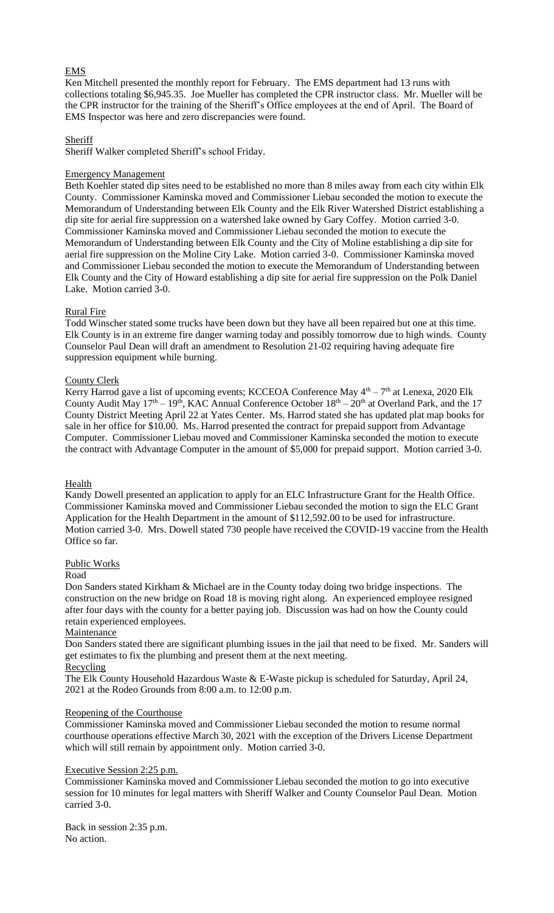EMS

Ken Mitchell presented the monthly report for February. The EMS department had 13 runs with collections totaling $6,945.35. Joe Mueller has completed the CPR instructor class. Mr. Mueller will be the CPR instructor for the training of the Sheriff's Office employees at the end of April. The Board of EMS Inspector was here and zero discrepancies were found.

Sheriff

Sheriff Walker completed Sheriff's school Friday.

Emergency Management

Beth Koehler stated dip sites need to be established no more than 8 miles away from each city within Elk County. Commissioner Kaminska moved and Commissioner Liebau seconded the motion to execute the Memorandum of Understanding between Elk County and the Elk River Watershed District establishing a dip site for aerial fire suppression on a watershed lake owned by Gary Coffey. Motion carried 3-0. Commissioner Kaminska moved and Commissioner Liebau seconded the motion to execute the Memorandum of Understanding between Elk County and the City of Moline establishing a dip site for aerial fire suppression on the Moline City Lake. Motion carried 3-0. Commissioner Kaminska moved and Commissioner Liebau seconded the motion to execute the Memorandum of Understanding between Elk County and the City of Howard establishing a dip site for aerial fire suppression on the Polk Daniel Lake. Motion carried 3-0.

Rural Fire

Todd Winscher stated some trucks have been down but they have all been repaired but one at this time. Elk County is in an extreme fire danger warning today and possibly tomorrow due to high winds. County Counselor Paul Dean will draft an amendment to Resolution 21-02 requiring having adequate fire suppression equipment while burning.

County Clerk

Kerry Harrod gave a list of upcoming events; KCCEOA Conference May 4th – 7th at Lenexa, 2020 Elk County Audit May 17th – 19th, KAC Annual Conference October 18th – 20th at Overland Park, and the 17 County District Meeting April 22 at Yates Center. Ms. Harrod stated she has updated plat map books for sale in her office for $10.00. Ms. Harrod presented the contract for prepaid support from Advantage Computer. Commissioner Liebau moved and Commissioner Kaminska seconded the motion to execute the contract with Advantage Computer in the amount of $5,000 for prepaid support. Motion carried 3-0.

Health

Kandy Dowell presented an application to apply for an ELC Infrastructure Grant for the Health Office. Commissioner Kaminska moved and Commissioner Liebau seconded the motion to sign the ELC Grant Application for the Health Department in the amount of $112,592.00 to be used for infrastructure. Motion carried 3-0. Mrs. Dowell stated 730 people have received the COVID-19 vaccine from the Health Office so far.

Public Works

Road

Don Sanders stated Kirkham & Michael are in the County today doing two bridge inspections. The construction on the new bridge on Road 18 is moving right along. An experienced employee resigned after four days with the county for a better paying job. Discussion was had on how the County could retain experienced employees.

Maintenance

Don Sanders stated there are significant plumbing issues in the jail that need to be fixed. Mr. Sanders will get estimates to fix the plumbing and present them at the next meeting.

Recycling

The Elk County Household Hazardous Waste & E-Waste pickup is scheduled for Saturday, April 24, 2021 at the Rodeo Grounds from 8:00 a.m. to 12:00 p.m.

Reopening of the Courthouse

Commissioner Kaminska moved and Commissioner Liebau seconded the motion to resume normal courthouse operations effective March 30, 2021 with the exception of the Drivers License Department which will still remain by appointment only. Motion carried 3-0.

Executive Session 2:25 p.m.

Commissioner Kaminska moved and Commissioner Liebau seconded the motion to go into executive session for 10 minutes for legal matters with Sheriff Walker and County Counselor Paul Dean. Motion carried 3-0.

Back in session 2:35 p.m.
No action.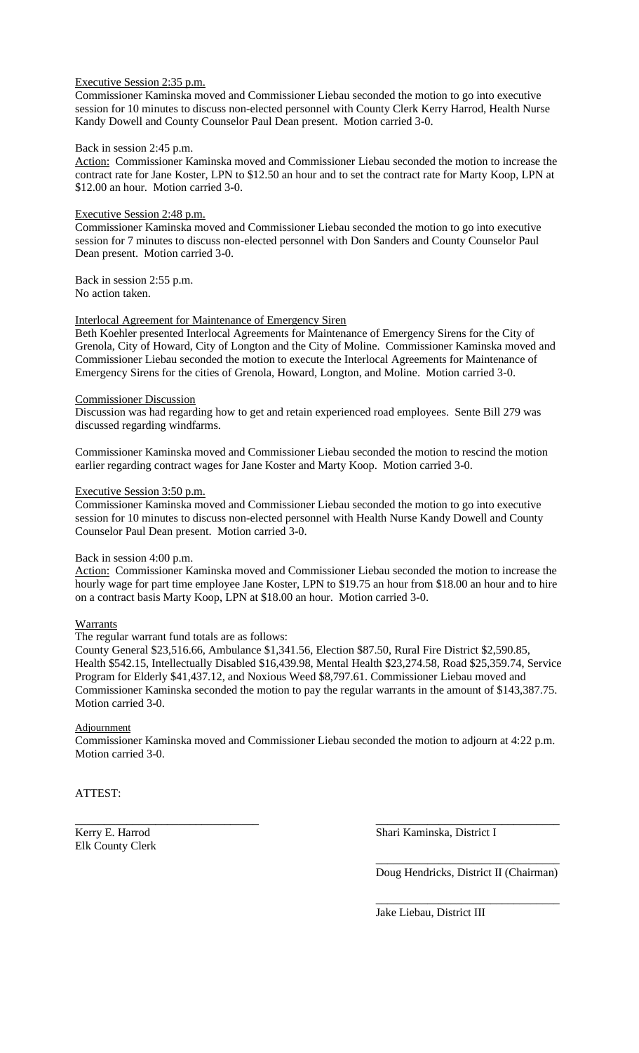Executive Session 2:35 p.m.

Commissioner Kaminska moved and Commissioner Liebau seconded the motion to go into executive session for 10 minutes to discuss non-elected personnel with County Clerk Kerry Harrod, Health Nurse Kandy Dowell and County Counselor Paul Dean present. Motion carried 3-0.

Back in session 2:45 p.m.

Action: Commissioner Kaminska moved and Commissioner Liebau seconded the motion to increase the contract rate for Jane Koster, LPN to $12.50 an hour and to set the contract rate for Marty Koop, LPN at $12.00 an hour. Motion carried 3-0.

Executive Session 2:48 p.m.

Commissioner Kaminska moved and Commissioner Liebau seconded the motion to go into executive session for 7 minutes to discuss non-elected personnel with Don Sanders and County Counselor Paul Dean present. Motion carried 3-0.

Back in session 2:55 p.m.
No action taken.

Interlocal Agreement for Maintenance of Emergency Siren

Beth Koehler presented Interlocal Agreements for Maintenance of Emergency Sirens for the City of Grenola, City of Howard, City of Longton and the City of Moline. Commissioner Kaminska moved and Commissioner Liebau seconded the motion to execute the Interlocal Agreements for Maintenance of Emergency Sirens for the cities of Grenola, Howard, Longton, and Moline. Motion carried 3-0.

Commissioner Discussion

Discussion was had regarding how to get and retain experienced road employees. Sente Bill 279 was discussed regarding windfarms.

Commissioner Kaminska moved and Commissioner Liebau seconded the motion to rescind the motion earlier regarding contract wages for Jane Koster and Marty Koop. Motion carried 3-0.

Executive Session 3:50 p.m.

Commissioner Kaminska moved and Commissioner Liebau seconded the motion to go into executive session for 10 minutes to discuss non-elected personnel with Health Nurse Kandy Dowell and County Counselor Paul Dean present. Motion carried 3-0.

Back in session 4:00 p.m.

Action: Commissioner Kaminska moved and Commissioner Liebau seconded the motion to increase the hourly wage for part time employee Jane Koster, LPN to $19.75 an hour from $18.00 an hour and to hire on a contract basis Marty Koop, LPN at $18.00 an hour. Motion carried 3-0.

Warrants

The regular warrant fund totals are as follows:

County General $23,516.66, Ambulance $1,341.56, Election $87.50, Rural Fire District $2,590.85, Health $542.15, Intellectually Disabled $16,439.98, Mental Health $23,274.58, Road $25,359.74, Service Program for Elderly $41,437.12, and Noxious Weed $8,797.61. Commissioner Liebau moved and Commissioner Kaminska seconded the motion to pay the regular warrants in the amount of $143,387.75. Motion carried 3-0.

Adjournment

Commissioner Kaminska moved and Commissioner Liebau seconded the motion to adjourn at 4:22 p.m. Motion carried 3-0.

ATTEST:

\_\_\_\_\_\_\_\_\_\_\_\_\_\_\_\_\_\_\_\_\_\_\_\_\_\_\_\_\_\_\_\_
Kerry E. Harrod
Elk County Clerk

\_\_\_\_\_\_\_\_\_\_\_\_\_\_\_\_\_\_\_\_\_\_\_\_\_\_\_\_\_\_\_\_
Shari Kaminska, District I

\_\_\_\_\_\_\_\_\_\_\_\_\_\_\_\_\_\_\_\_\_\_\_\_\_\_\_\_\_\_\_\_
Doug Hendricks, District II (Chairman)

\_\_\_\_\_\_\_\_\_\_\_\_\_\_\_\_\_\_\_\_\_\_\_\_\_\_\_\_\_\_\_\_
Jake Liebau, District III